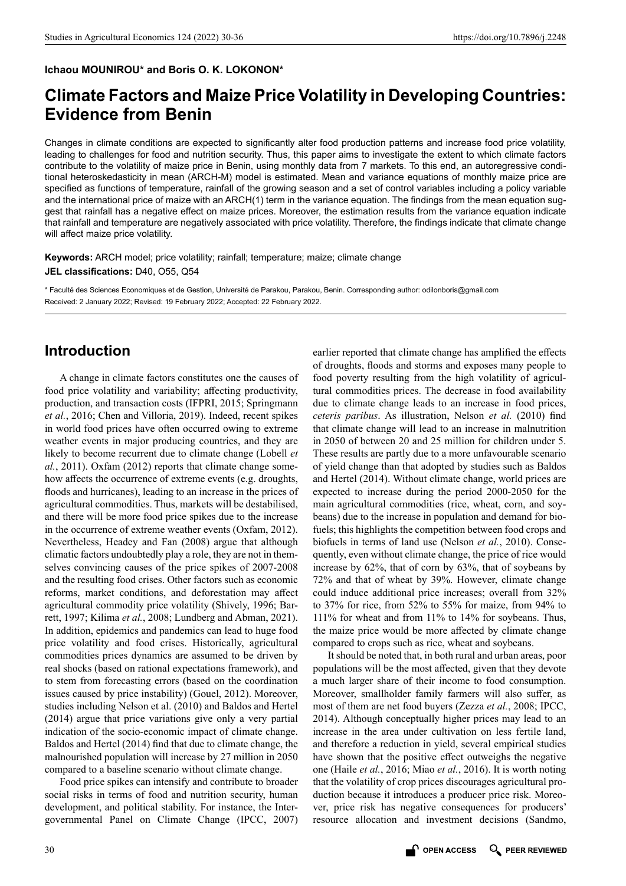**Ichaou MOUNIROU\* and Boris O. K. LOKONON\***

# Climate Factors and Maize Price Volatility in Developing Countries: Evidence from Benin

Changes in climate conditions are expected to significantly alter food production patterns and increase food price volatility, leading to challenges for food and nutrition security. Thus, this paper aims to investigate the extent to which climate factors contribute to the volatility of maize price in Benin, using monthly data from 7 markets. To this end, an autoregressive conditional heteroskedasticity in mean (ARCH-M) model is estimated. Mean and variance equations of monthly maize price are specified as functions of temperature, rainfall of the growing season and a set of control variables including a policy variable and the international price of maize with an ARCH(1) term in the variance equation. The findings from the mean equation suggest that rainfall has a negative effect on maize prices. Moreover, the estimation results from the variance equation indicate that rainfall and temperature are negatively associated with price volatility. Therefore, the findings indicate that climate change will affect maize price volatility.

**Keywords:** ARCH model; price volatility; rainfall; temperature; maize; climate change

**JEL classifications:** D40, O55, Q54

\* Faculté des Sciences Economiques et de Gestion, Université de Parakou, Parakou, Benin. Corresponding author: odilonboris@gmail.com

Received: 2 January 2022; Revised: 19 February 2022; Accepted: 22 February 2022.

## Introduction

A change in climate factors constitutes one the causes of food price volatility and variability; affecting productivity, production, and transaction costs (IFPRI, 2015; Springmann *et al.*, 2016; Chen and Villoria, 2019). Indeed, recent spikes in world food prices have often occurred owing to extreme weather events in major producing countries, and they are likely to become recurrent due to climate change (Lobell *et al.*, 2011). Oxfam (2012) reports that climate change somehow affects the occurrence of extreme events (e.g. droughts, floods and hurricanes), leading to an increase in the prices of agricultural commodities. Thus, markets will be destabilised, and there will be more food price spikes due to the increase in the occurrence of extreme weather events (Oxfam, 2012). Nevertheless, Headey and Fan (2008) argue that although climatic factors undoubtedly play a role, they are not in themselves convincing causes of the price spikes of 2007-2008 and the resulting food crises. Other factors such as economic reforms, market conditions, and deforestation may affect agricultural commodity price volatility (Shively, 1996; Barrett, 1997; Kilima *et al.*, 2008; Lundberg and Abman, 2021). In addition, epidemics and pandemics can lead to huge food price volatility and food crises. Historically, agricultural commodities prices dynamics are assumed to be driven by real shocks (based on rational expectations framework), and to stem from forecasting errors (based on the coordination issues caused by price instability) (Gouel, 2012). Moreover, studies including Nelson et al. (2010) and Baldos and Hertel (2014) argue that price variations give only a very partial indication of the socio-economic impact of climate change. Baldos and Hertel (2014) find that due to climate change, the malnourished population will increase by 27 million in 2050 compared to a baseline scenario without climate change.

Food price spikes can intensify and contribute to broader social risks in terms of food and nutrition security, human development, and political stability. For instance, the Intergovernmental Panel on Climate Change (IPCC, 2007) earlier reported that climate change has amplified the effects of droughts, floods and storms and exposes many people to food poverty resulting from the high volatility of agricultural commodities prices. The decrease in food availability due to climate change leads to an increase in food prices, *ceteris paribus*. As illustration, Nelson *et al.* (2010) find that climate change will lead to an increase in malnutrition in 2050 of between 20 and 25 million for children under 5. These results are partly due to a more unfavourable scenario of yield change than that adopted by studies such as Baldos and Hertel (2014). Without climate change, world prices are expected to increase during the period 2000-2050 for the main agricultural commodities (rice, wheat, corn, and soybeans) due to the increase in population and demand for biofuels; this highlights the competition between food crops and biofuels in terms of land use (Nelson *et al.*, 2010). Consequently, even without climate change, the price of rice would increase by 62%, that of corn by 63%, that of soybeans by 72% and that of wheat by 39%. However, climate change could induce additional price increases; overall from 32% to 37% for rice, from 52% to 55% for maize, from 94% to 111% for wheat and from 11% to 14% for soybeans. Thus, the maize price would be more affected by climate change compared to crops such as rice, wheat and soybeans.

It should be noted that, in both rural and urban areas, poor populations will be the most affected, given that they devote a much larger share of their income to food consumption. Moreover, smallholder family farmers will also suffer, as most of them are net food buyers (Zezza *et al.*, 2008; IPCC, 2014). Although conceptually higher prices may lead to an increase in the area under cultivation on less fertile land, and therefore a reduction in yield, several empirical studies have shown that the positive effect outweighs the negative one (Haile *et al.*, 2016; Miao *et al.*, 2016). It is worth noting that the volatility of crop prices discourages agricultural production because it introduces a producer price risk. Moreover, price risk has negative consequences for producers' resource allocation and investment decisions (Sandmo,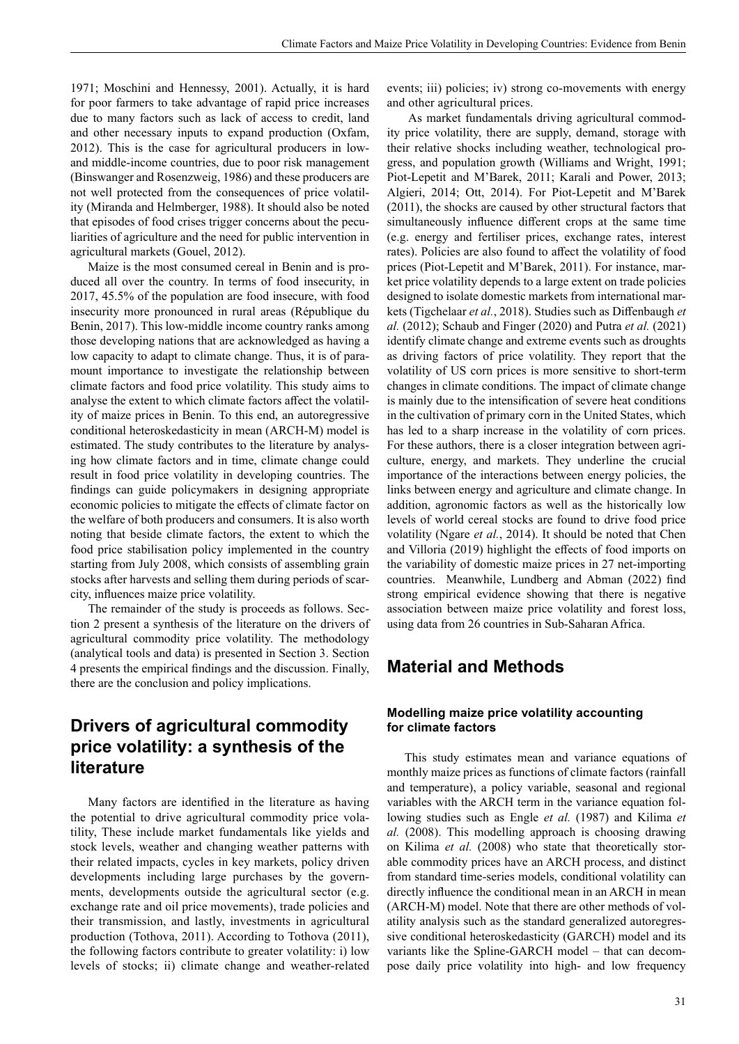1971; Moschini and Hennessy, 2001). Actually, it is hard for poor farmers to take advantage of rapid price increases due to many factors such as lack of access to credit, land and other necessary inputs to expand production (Oxfam, 2012). This is the case for agricultural producers in low- and middle-income countries, due to poor risk management (Binswanger and Rosenzweig, 1986) and these producers are not well protected from the consequences of price volatility (Miranda and Helmberger, 1988). It should also be noted that episodes of food crises trigger concerns about the peculiarities of agriculture and the need for public intervention in agricultural markets (Gouel, 2012).

Maize is the most consumed cereal in Benin and is produced all over the country. In terms of food insecurity, in 2017, 45.5% of the population are food insecure, with food insecurity more pronounced in rural areas (République du Benin, 2017). This low-middle income country ranks among those developing nations that are acknowledged as having a low capacity to adapt to climate change. Thus, it is of paramount importance to investigate the relationship between climate factors and food price volatility. This study aims to analyse the extent to which climate factors affect the volatility of maize prices in Benin. To this end, an autoregressive conditional heteroskedasticity in mean (ARCH-M) model is estimated. The study contributes to the literature by analysing how climate factors and in time, climate change could result in food price volatility in developing countries. The findings can guide policymakers in designing appropriate economic policies to mitigate the effects of climate factor on the welfare of both producers and consumers. It is also worth noting that beside climate factors, the extent to which the food price stabilisation policy implemented in the country starting from July 2008, which consists of assembling grain stocks after harvests and selling them during periods of scarcity, influences maize price volatility.

The remainder of the study is proceeds as follows. Section 2 present a synthesis of the literature on the drivers of agricultural commodity price volatility. The methodology (analytical tools and data) is presented in Section 3. Section 4 presents the empirical findings and the discussion. Finally, there are the conclusion and policy implications.

## Drivers of agricultural commodity price volatility: a synthesis of the literature

Many factors are identified in the literature as having the potential to drive agricultural commodity price volatility, These include market fundamentals like yields and stock levels, weather and changing weather patterns with their related impacts, cycles in key markets, policy driven developments including large purchases by the governments, developments outside the agricultural sector (e.g. exchange rate and oil price movements), trade policies and their transmission, and lastly, investments in agricultural production (Tothova, 2011). According to Tothova (2011), the following factors contribute to greater volatility: i) low levels of stocks; ii) climate change and weather-related events; iii) policies; iv) strong co-movements with energy and other agricultural prices.

As market fundamentals driving agricultural commodity price volatility, there are supply, demand, storage with their relative shocks including weather, technological progress, and population growth (Williams and Wright, 1991; Piot-Lepetit and M'Barek, 2011; Karali and Power, 2013; Algieri, 2014; Ott, 2014). For Piot-Lepetit and M'Barek (2011), the shocks are caused by other structural factors that simultaneously influence different crops at the same time (e.g. energy and fertiliser prices, exchange rates, interest rates). Policies are also found to affect the volatility of food prices (Piot-Lepetit and M'Barek, 2011). For instance, market price volatility depends to a large extent on trade policies designed to isolate domestic markets from international markets (Tigchelaar *et al.*, 2018). Studies such as Diffenbaugh *et al.* (2012); Schaub and Finger (2020) and Putra *et al.* (2021) identify climate change and extreme events such as droughts as driving factors of price volatility. They report that the volatility of US corn prices is more sensitive to short-term changes in climate conditions. The impact of climate change is mainly due to the intensification of severe heat conditions in the cultivation of primary corn in the United States, which has led to a sharp increase in the volatility of corn prices. For these authors, there is a closer integration between agriculture, energy, and markets. They underline the crucial importance of the interactions between energy policies, the links between energy and agriculture and climate change. In addition, agronomic factors as well as the historically low levels of world cereal stocks are found to drive food price volatility (Ngare *et al.*, 2014). It should be noted that Chen and Villoria (2019) highlight the effects of food imports on the variability of domestic maize prices in 27 net-importing countries. Meanwhile, Lundberg and Abman (2022) find strong empirical evidence showing that there is negative association between maize price volatility and forest loss, using data from 26 countries in Sub-Saharan Africa.

## Material and Methods

### Modelling maize price volatility accounting for climate factors

This study estimates mean and variance equations of monthly maize prices as functions of climate factors (rainfall and temperature), a policy variable, seasonal and regional variables with the ARCH term in the variance equation following studies such as Engle *et al.* (1987) and Kilima *et al.* (2008). This modelling approach is choosing drawing on Kilima *et al.* (2008) who state that theoretically storable commodity prices have an ARCH process, and distinct from standard time-series models, conditional volatility can directly influence the conditional mean in an ARCH in mean (ARCH-M) model. Note that there are other methods of volatility analysis such as the standard generalized autoregressive conditional heteroskedasticity (GARCH) model and its variants like the Spline-GARCH model – that can decompose daily price volatility into high- and low frequency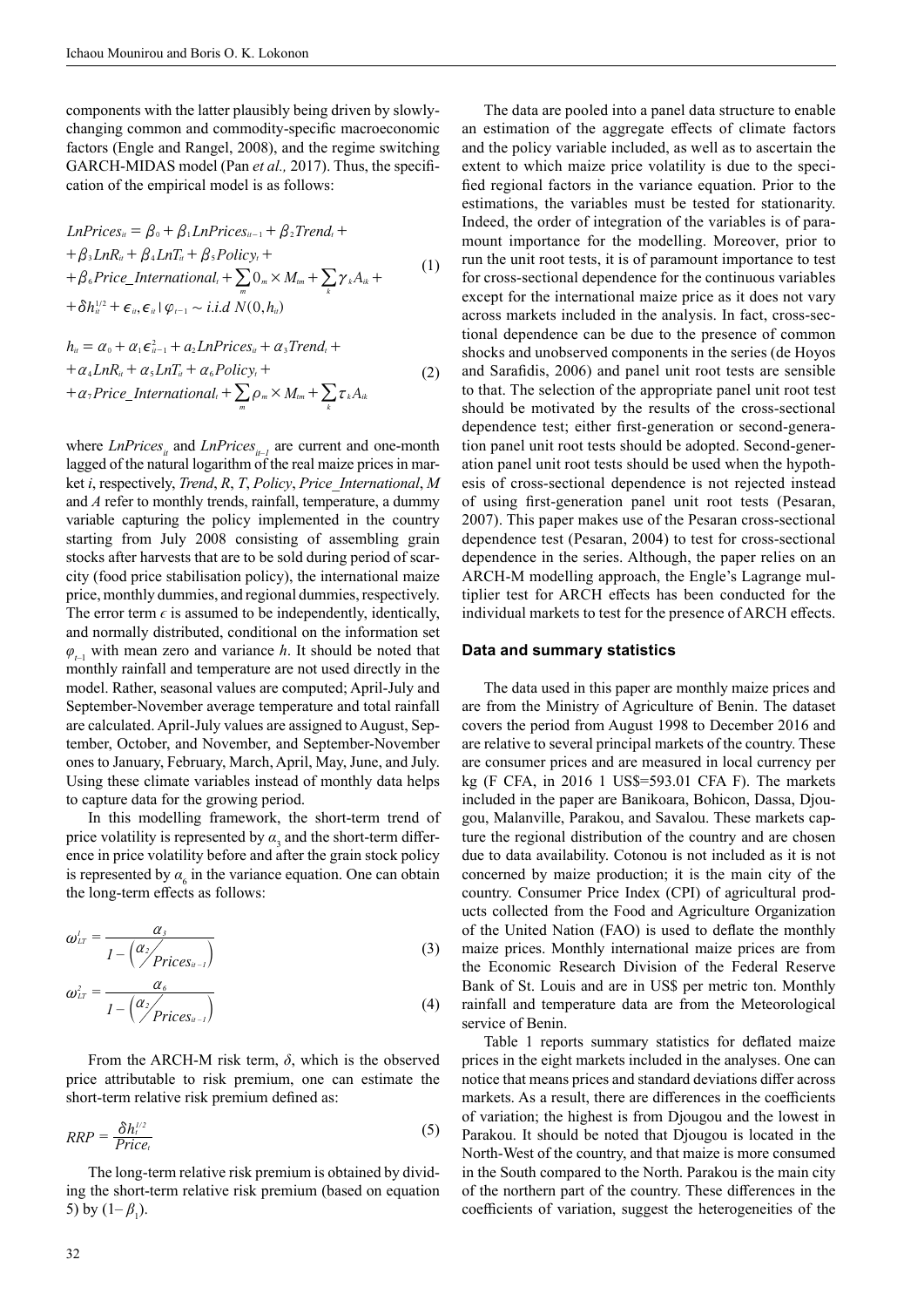components with the latter plausibly being driven by slowly-changing common and commodity-specific macroeconomic factors (Engle and Rangel, 2008), and the regime switching GARCH-MIDAS model (Pan *et al.,* 2017). Thus, the specification of the empirical model is as follows:

$$
\begin{aligned}
&LnPrices_{it} = \beta_0 + \beta_1 LnPrices_{it-1} + \beta_2 Trend_t + \\
&+ \beta_3 LnR_{it} + \beta_4 LnT_{it} + \beta_5 Policy_t + \\
&+ \beta_6 Price\_International_t + \sum_m 0_m \times M_{tm} + \sum_k \gamma_k A_{ik} + \\
&+ \delta h_{it}^{1/2} + \epsilon_{it}, \epsilon_{it} \mid \varphi_{t-1} \sim i.i.d\ N(0, h_{it})
\end{aligned} \tag{1}
$$

$$
\begin{aligned}
&h_{it} = \alpha_0 + \alpha_1 \epsilon_{it-1}^2 + \alpha_2 LnPrices_{it} + \alpha_3 Trend_t + \\
&+ \alpha_4 LnR_{it} + \alpha_5 LnT_{it} + \alpha_6 Policy_t + \\
&+ \alpha_7 Price\_International_t + \sum_m \rho_m \times M_{tm} + \sum_k \tau_k A_{ik}
\end{aligned} \tag{2}
$$

where $LnPrices_{it}$ and $LnPrices_{it-1}$ are current and one-month lagged of the natural logarithm of the real maize prices in market *i*, respectively, *Trend*, *R*, *T*, *Policy*, *Price_International*, *M* and *A* refer to monthly trends, rainfall, temperature, a dummy variable capturing the policy implemented in the country starting from July 2008 consisting of assembling grain stocks after harvests that are to be sold during period of scarcity (food price stabilisation policy), the international maize price, monthly dummies, and regional dummies, respectively. The error term $\epsilon$ is assumed to be independently, identically, and normally distributed, conditional on the information set $\varphi_{t-1}$ with mean zero and variance *h*. It should be noted that monthly rainfall and temperature are not used directly in the model. Rather, seasonal values are computed; April-July and September-November average temperature and total rainfall are calculated. April-July values are assigned to August, September, October, and November, and September-November ones to January, February, March, April, May, June, and July. Using these climate variables instead of monthly data helps to capture data for the growing period.

In this modelling framework, the short-term trend of price volatility is represented by $\alpha_3$ and the short-term difference in price volatility before and after the grain stock policy is represented by $\alpha_6$ in the variance equation. One can obtain the long-term effects as follows:

$$
\omega_{LT}^1 = \frac{\alpha_3}{1 - \left(\alpha_2 / Prices_{it-1}\right)} \tag{3}
$$

$$
\omega_{LT}^2 = \frac{\alpha_6}{1 - \left(\alpha_2 / Prices_{it-1}\right)} \tag{4}
$$

From the ARCH-M risk term, $\delta$, which is the observed price attributable to risk premium, one can estimate the short-term relative risk premium defined as:

$$
RRP = \frac{\delta h_t^{1/2}}{Price_t} \tag{5}
$$

The long-term relative risk premium is obtained by dividing the short-term relative risk premium (based on equation 5) by $(1-\beta_1)$.

The data are pooled into a panel data structure to enable an estimation of the aggregate effects of climate factors and the policy variable included, as well as to ascertain the extent to which maize price volatility is due to the specified regional factors in the variance equation. Prior to the estimations, the variables must be tested for stationarity. Indeed, the order of integration of the variables is of paramount importance for the modelling. Moreover, prior to run the unit root tests, it is of paramount importance to test for cross-sectional dependence for the continuous variables except for the international maize price as it does not vary across markets included in the analysis. In fact, cross-sectional dependence can be due to the presence of common shocks and unobserved components in the series (de Hoyos and Sarafidis, 2006) and panel unit root tests are sensible to that. The selection of the appropriate panel unit root test should be motivated by the results of the cross-sectional dependence test; either first-generation or second-generation panel unit root tests should be adopted. Second-generation panel unit root tests should be used when the hypothesis of cross-sectional dependence is not rejected instead of using first-generation panel unit root tests (Pesaran, 2007). This paper makes use of the Pesaran cross-sectional dependence test (Pesaran, 2004) to test for cross-sectional dependence in the series. Although, the paper relies on an ARCH-M modelling approach, the Engle's Lagrange multiplier test for ARCH effects has been conducted for the individual markets to test for the presence of ARCH effects.

### Data and summary statistics

The data used in this paper are monthly maize prices and are from the Ministry of Agriculture of Benin. The dataset covers the period from August 1998 to December 2016 and are relative to several principal markets of the country. These are consumer prices and are measured in local currency per kg (F CFA, in 2016 1 US$=593.01 CFA F). The markets included in the paper are Banikoara, Bohicon, Dassa, Djougou, Malanville, Parakou, and Savalou. These markets capture the regional distribution of the country and are chosen due to data availability. Cotonou is not included as it is not concerned by maize production; it is the main city of the country. Consumer Price Index (CPI) of agricultural products collected from the Food and Agriculture Organization of the United Nation (FAO) is used to deflate the monthly maize prices. Monthly international maize prices are from the Economic Research Division of the Federal Reserve Bank of St. Louis and are in US$ per metric ton. Monthly rainfall and temperature data are from the Meteorological service of Benin.

Table 1 reports summary statistics for deflated maize prices in the eight markets included in the analyses. One can notice that means prices and standard deviations differ across markets. As a result, there are differences in the coefficients of variation; the highest is from Djougou and the lowest in Parakou. It should be noted that Djougou is located in the North-West of the country, and that maize is more consumed in the South compared to the North. Parakou is the main city of the northern part of the country. These differences in the coefficients of variation, suggest the heterogeneities of the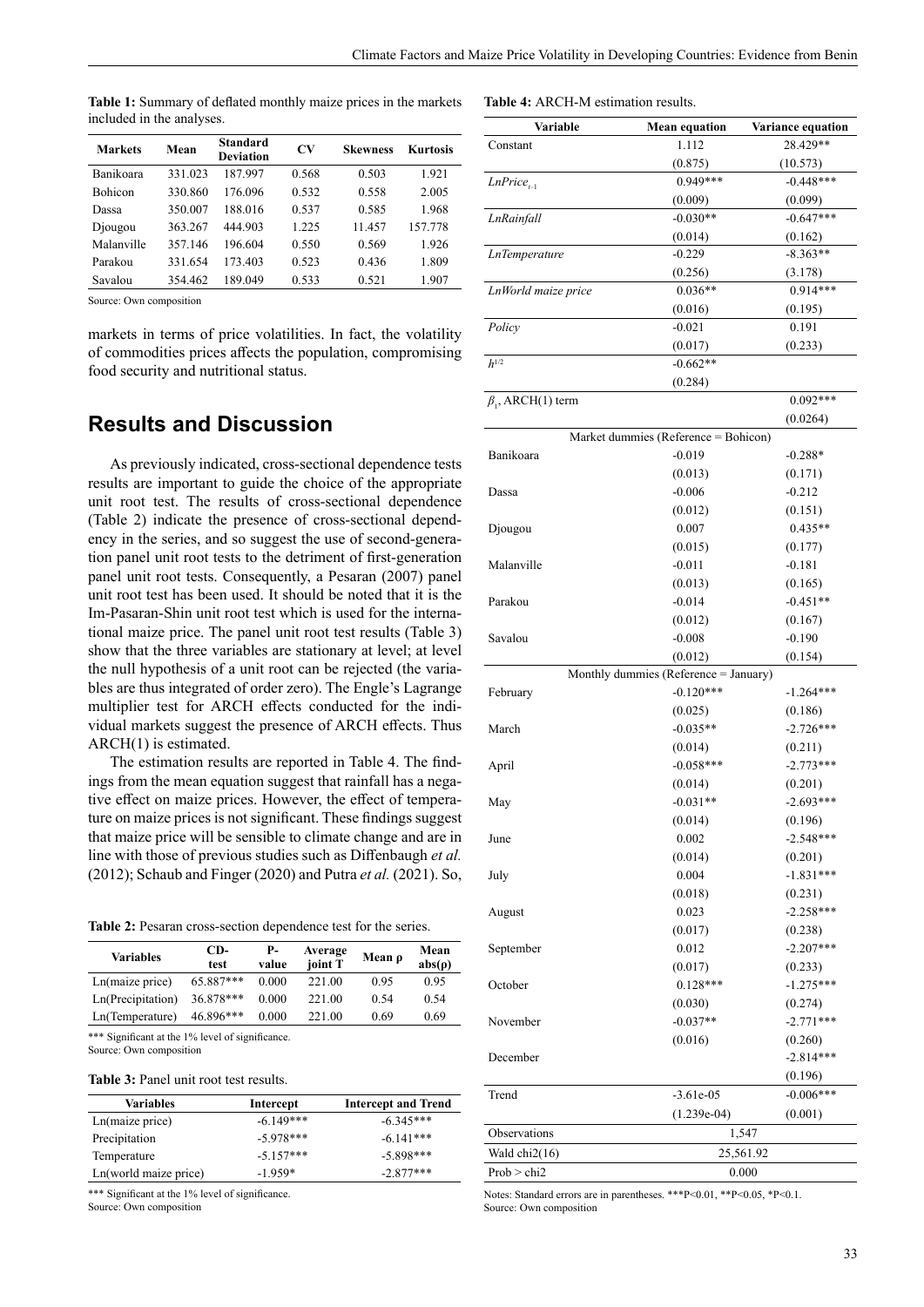**Table 1:** Summary of deflated monthly maize prices in the markets included in the analyses.

| Markets | Mean | Standard Deviation | CV | Skewness | Kurtosis |
|---|---|---|---|---|---|
| Banikoara | 331.023 | 187.997 | 0.568 | 0.503 | 1.921 |
| Bohicon | 330.860 | 176.096 | 0.532 | 0.558 | 2.005 |
| Dassa | 350.007 | 188.016 | 0.537 | 0.585 | 1.968 |
| Djougou | 363.267 | 444.903 | 1.225 | 11.457 | 157.778 |
| Malanville | 357.146 | 196.604 | 0.550 | 0.569 | 1.926 |
| Parakou | 331.654 | 173.403 | 0.523 | 0.436 | 1.809 |
| Savalou | 354.462 | 189.049 | 0.533 | 0.521 | 1.907 |

Source: Own composition

markets in terms of price volatilities. In fact, the volatility of commodities prices affects the population, compromising food security and nutritional status.

## Results and Discussion

As previously indicated, cross-sectional dependence tests results are important to guide the choice of the appropriate unit root test. The results of cross-sectional dependence (Table 2) indicate the presence of cross-sectional dependency in the series, and so suggest the use of second-generation panel unit root tests to the detriment of first-generation panel unit root tests. Consequently, a Pesaran (2007) panel unit root test has been used. It should be noted that it is the Im-Pasaran-Shin unit root test which is used for the international maize price. The panel unit root test results (Table 3) show that the three variables are stationary at level; at level the null hypothesis of a unit root can be rejected (the variables are thus integrated of order zero). The Engle's Lagrange multiplier test for ARCH effects conducted for the individual markets suggest the presence of ARCH effects. Thus ARCH(1) is estimated.

The estimation results are reported in Table 4. The findings from the mean equation suggest that rainfall has a negative effect on maize prices. However, the effect of temperature on maize prices is not significant. These findings suggest that maize price will be sensible to climate change and are in line with those of previous studies such as Diffenbaugh *et al.* (2012); Schaub and Finger (2020) and Putra *et al.* (2021). So,

**Table 2:** Pesaran cross-section dependence test for the series.

| Variables | CD-test | P-value | Average joint T | Mean ρ | Mean abs(ρ) |
|---|---|---|---|---|---|
| Ln(maize price) | 65.887*** | 0.000 | 221.00 | 0.95 | 0.95 |
| Ln(Precipitation) | 36.878*** | 0.000 | 221.00 | 0.54 | 0.54 |
| Ln(Temperature) | 46.896*** | 0.000 | 221.00 | 0.69 | 0.69 |

*** Significant at the 1% level of significance.
Source: Own composition

**Table 3:** Panel unit root test results.

| Variables | Intercept | Intercept and Trend |
|---|---|---|
| Ln(maize price) | -6.149*** | -6.345*** |
| Precipitation | -5.978*** | -6.141*** |
| Temperature | -5.157*** | -5.898*** |
| Ln(world maize price) | -1.959* | -2.877*** |

*** Significant at the 1% level of significance.
Source: Own composition

**Table 4:** ARCH-M estimation results.

| Variable | Mean equation | Variance equation |
|---|---|---|
| Constant | 1.112 | 28.429** |
| | (0.875) | (10.573) |
| $LnPrice_{t-1}$ | 0.949*** | -0.448*** |
| | (0.009) | (0.099) |
| *LnRainfall* | -0.030** | -0.647*** |
| | (0.014) | (0.162) |
| *LnTemperature* | -0.229 | -8.363** |
| | (0.256) | (3.178) |
| *LnWorld maize price* | 0.036** | 0.914*** |
| | (0.016) | (0.195) |
| *Policy* | -0.021 | 0.191 |
| | (0.017) | (0.233) |
| $h^{1/2}$ | -0.662** | |
| | (0.284) | |
| $\beta_1$, ARCH(1) term | | 0.092*** |
| | | (0.0264) |
| Market dummies (Reference = Bohicon) | | |
| Banikoara | -0.019 | -0.288* |
| | (0.013) | (0.171) |
| Dassa | -0.006 | -0.212 |
| | (0.012) | (0.151) |
| Djougou | 0.007 | 0.435** |
| | (0.015) | (0.177) |
| Malanville | -0.011 | -0.181 |
| | (0.013) | (0.165) |
| Parakou | -0.014 | -0.451** |
| | (0.012) | (0.167) |
| Savalou | -0.008 | -0.190 |
| | (0.012) | (0.154) |
| Monthly dummies (Reference = January) | | |
| February | -0.120*** | -1.264*** |
| | (0.025) | (0.186) |
| March | -0.035** | -2.726*** |
| | (0.014) | (0.211) |
| April | -0.058*** | -2.773*** |
| | (0.014) | (0.201) |
| May | -0.031** | -2.693*** |
| | (0.014) | (0.196) |
| June | 0.002 | -2.548*** |
| | (0.014) | (0.201) |
| July | 0.004 | -1.831*** |
| | (0.018) | (0.231) |
| August | 0.023 | -2.258*** |
| | (0.017) | (0.238) |
| September | 0.012 | -2.207*** |
| | (0.017) | (0.233) |
| October | 0.128*** | -1.275*** |
| | (0.030) | (0.274) |
| November | -0.037** | -2.771*** |
| | (0.016) | (0.260) |
| December | | -2.814*** |
| | | (0.196) |
| Trend | -3.61e-05 | -0.006*** |
| | (1.239e-04) | (0.001) |
| Observations | 1,547 | |
| Wald chi2(16) | 25,561.92 | |
| Prob > chi2 | 0.000 | |

Notes: Standard errors are in parentheses. ***P<0.01, **P<0.05, *P<0.1.
Source: Own composition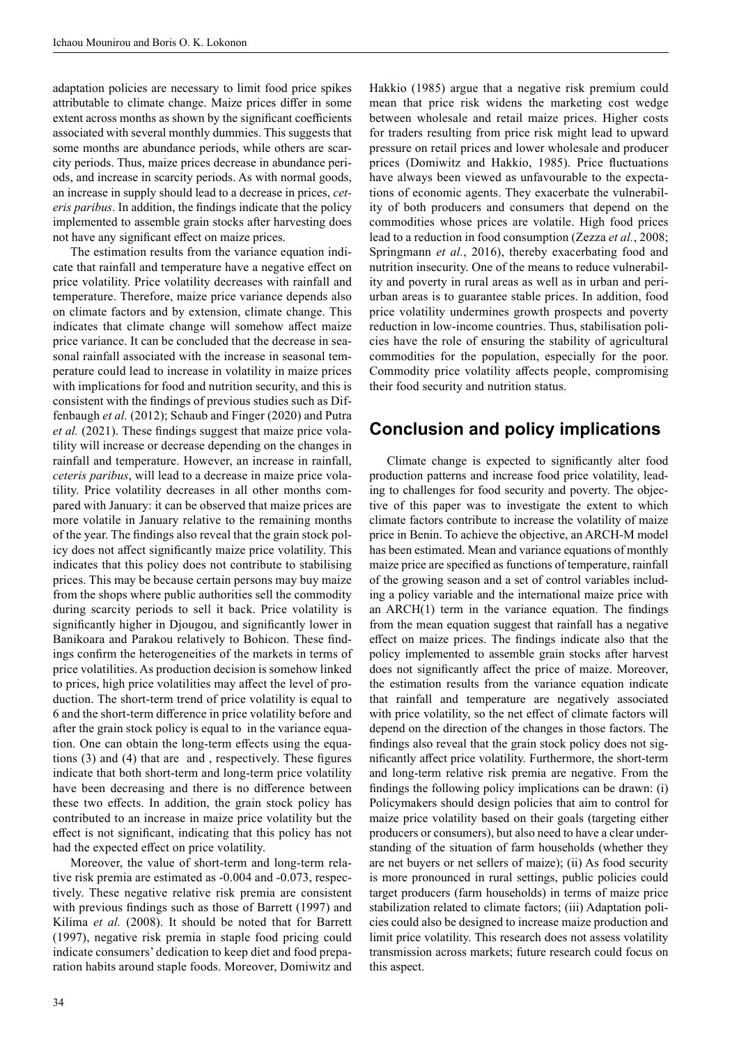adaptation policies are necessary to limit food price spikes attributable to climate change. Maize prices differ in some extent across months as shown by the significant coefficients associated with several monthly dummies. This suggests that some months are abundance periods, while others are scarcity periods. Thus, maize prices decrease in abundance periods, and increase in scarcity periods. As with normal goods, an increase in supply should lead to a decrease in prices, *ceteris paribus*. In addition, the findings indicate that the policy implemented to assemble grain stocks after harvesting does not have any significant effect on maize prices.

The estimation results from the variance equation indicate that rainfall and temperature have a negative effect on price volatility. Price volatility decreases with rainfall and temperature. Therefore, maize price variance depends also on climate factors and by extension, climate change. This indicates that climate change will somehow affect maize price variance. It can be concluded that the decrease in seasonal rainfall associated with the increase in seasonal temperature could lead to increase in volatility in maize prices with implications for food and nutrition security, and this is consistent with the findings of previous studies such as Diffenbaugh *et al.* (2012); Schaub and Finger (2020) and Putra *et al.* (2021). These findings suggest that maize price volatility will increase or decrease depending on the changes in rainfall and temperature. However, an increase in rainfall, *ceteris paribus*, will lead to a decrease in maize price volatility. Price volatility decreases in all other months compared with January: it can be observed that maize prices are more volatile in January relative to the remaining months of the year. The findings also reveal that the grain stock policy does not affect significantly maize price volatility. This indicates that this policy does not contribute to stabilising prices. This may be because certain persons may buy maize from the shops where public authorities sell the commodity during scarcity periods to sell it back. Price volatility is significantly higher in Djougou, and significantly lower in Banikoara and Parakou relatively to Bohicon. These findings confirm the heterogeneities of the markets in terms of price volatilities. As production decision is somehow linked to prices, high price volatilities may affect the level of production. The short-term trend of price volatility is equal to 6 and the short-term difference in price volatility before and after the grain stock policy is equal to  in the variance equation. One can obtain the long-term effects using the equations (3) and (4) that are  and , respectively. These figures indicate that both short-term and long-term price volatility have been decreasing and there is no difference between these two effects. In addition, the grain stock policy has contributed to an increase in maize price volatility but the effect is not significant, indicating that this policy has not had the expected effect on price volatility.

Moreover, the value of short-term and long-term relative risk premia are estimated as -0.004 and -0.073, respectively. These negative relative risk premia are consistent with previous findings such as those of Barrett (1997) and Kilima *et al.* (2008). It should be noted that for Barrett (1997), negative risk premia in staple food pricing could indicate consumers' dedication to keep diet and food preparation habits around staple foods. Moreover, Domiwitz and Hakkio (1985) argue that a negative risk premium could mean that price risk widens the marketing cost wedge between wholesale and retail maize prices. Higher costs for traders resulting from price risk might lead to upward pressure on retail prices and lower wholesale and producer prices (Domiwitz and Hakkio, 1985). Price fluctuations have always been viewed as unfavourable to the expectations of economic agents. They exacerbate the vulnerability of both producers and consumers that depend on the commodities whose prices are volatile. High food prices lead to a reduction in food consumption (Zezza *et al.*, 2008; Springmann *et al.*, 2016), thereby exacerbating food and nutrition insecurity. One of the means to reduce vulnerability and poverty in rural areas as well as in urban and periurban areas is to guarantee stable prices. In addition, food price volatility undermines growth prospects and poverty reduction in low-income countries. Thus, stabilisation policies have the role of ensuring the stability of agricultural commodities for the population, especially for the poor. Commodity price volatility affects people, compromising their food security and nutrition status.

## Conclusion and policy implications

Climate change is expected to significantly alter food production patterns and increase food price volatility, leading to challenges for food security and poverty. The objective of this paper was to investigate the extent to which climate factors contribute to increase the volatility of maize price in Benin. To achieve the objective, an ARCH-M model has been estimated. Mean and variance equations of monthly maize price are specified as functions of temperature, rainfall of the growing season and a set of control variables including a policy variable and the international maize price with an ARCH(1) term in the variance equation. The findings from the mean equation suggest that rainfall has a negative effect on maize prices. The findings indicate also that the policy implemented to assemble grain stocks after harvest does not significantly affect the price of maize. Moreover, the estimation results from the variance equation indicate that rainfall and temperature are negatively associated with price volatility, so the net effect of climate factors will depend on the direction of the changes in those factors. The findings also reveal that the grain stock policy does not significantly affect price volatility. Furthermore, the short-term and long-term relative risk premia are negative. From the findings the following policy implications can be drawn: (i) Policymakers should design policies that aim to control for maize price volatility based on their goals (targeting either producers or consumers), but also need to have a clear understanding of the situation of farm households (whether they are net buyers or net sellers of maize); (ii) As food security is more pronounced in rural settings, public policies could target producers (farm households) in terms of maize price stabilization related to climate factors; (iii) Adaptation policies could also be designed to increase maize production and limit price volatility. This research does not assess volatility transmission across markets; future research could focus on this aspect.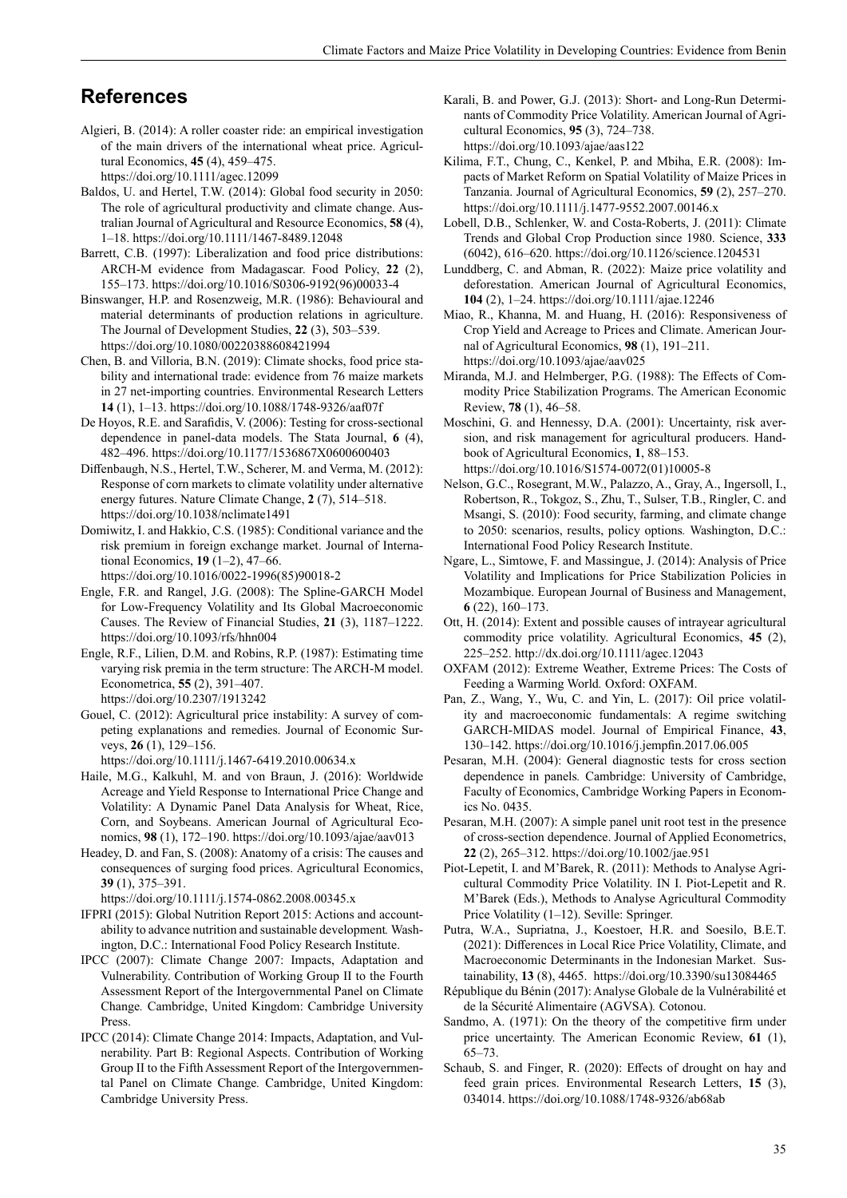## References

Algieri, B. (2014): A roller coaster ride: an empirical investigation of the main drivers of the international wheat price. Agricultural Economics, **45** (4), 459–475. https://doi.org/10.1111/agec.12099

Baldos, U. and Hertel, T.W. (2014): Global food security in 2050: The role of agricultural productivity and climate change. Australian Journal of Agricultural and Resource Economics, **58** (4), 1–18. https://doi.org/10.1111/1467-8489.12048

Barrett, C.B. (1997): Liberalization and food price distributions: ARCH-M evidence from Madagascar. Food Policy, **22** (2), 155–173. https://doi.org/10.1016/S0306-9192(96)00033-4

Binswanger, H.P. and Rosenzweig, M.R. (1986): Behavioural and material determinants of production relations in agriculture. The Journal of Development Studies, **22** (3), 503–539. https://doi.org/10.1080/00220388608421994

Chen, B. and Villoria, B.N. (2019): Climate shocks, food price stability and international trade: evidence from 76 maize markets in 27 net-importing countries. Environmental Research Letters **14** (1), 1–13. https://doi.org/10.1088/1748-9326/aaf07f

De Hoyos, R.E. and Sarafidis, V. (2006): Testing for cross-sectional dependence in panel-data models. The Stata Journal, **6** (4), 482–496. https://doi.org/10.1177/1536867X0600600403

Diffenbaugh, N.S., Hertel, T.W., Scherer, M. and Verma, M. (2012): Response of corn markets to climate volatility under alternative energy futures. Nature Climate Change, **2** (7), 514–518. https://doi.org/10.1038/nclimate1491

Domiwitz, I. and Hakkio, C.S. (1985): Conditional variance and the risk premium in foreign exchange market. Journal of International Economics, **19** (1–2), 47–66. https://doi.org/10.1016/0022-1996(85)90018-2

Engle, F.R. and Rangel, J.G. (2008): The Spline-GARCH Model for Low-Frequency Volatility and Its Global Macroeconomic Causes. The Review of Financial Studies, **21** (3), 1187–1222. https://doi.org/10.1093/rfs/hhn004

Engle, R.F., Lilien, D.M. and Robins, R.P. (1987): Estimating time varying risk premia in the term structure: The ARCH-M model. Econometrica, **55** (2), 391–407. https://doi.org/10.2307/1913242

Gouel, C. (2012): Agricultural price instability: A survey of competing explanations and remedies. Journal of Economic Surveys, **26** (1), 129–156. https://doi.org/10.1111/j.1467-6419.2010.00634.x

Haile, M.G., Kalkuhl, M. and von Braun, J. (2016): Worldwide Acreage and Yield Response to International Price Change and Volatility: A Dynamic Panel Data Analysis for Wheat, Rice, Corn, and Soybeans. American Journal of Agricultural Economics, **98** (1), 172–190. https://doi.org/10.1093/ajae/aav013

Headey, D. and Fan, S. (2008): Anatomy of a crisis: The causes and consequences of surging food prices. Agricultural Economics, **39** (1), 375–391. https://doi.org/10.1111/j.1574-0862.2008.00345.x

IFPRI (2015): Global Nutrition Report 2015: Actions and accountability to advance nutrition and sustainable development*.* Washington, D.C.: International Food Policy Research Institute.

IPCC (2007): Climate Change 2007: Impacts, Adaptation and Vulnerability. Contribution of Working Group II to the Fourth Assessment Report of the Intergovernmental Panel on Climate Change*.* Cambridge, United Kingdom: Cambridge University Press.

IPCC (2014): Climate Change 2014: Impacts, Adaptation, and Vulnerability. Part B: Regional Aspects. Contribution of Working Group II to the Fifth Assessment Report of the Intergovernmental Panel on Climate Change*.* Cambridge, United Kingdom: Cambridge University Press.

Karali, B. and Power, G.J. (2013): Short- and Long-Run Determinants of Commodity Price Volatility. American Journal of Agricultural Economics, **95** (3), 724–738. https://doi.org/10.1093/ajae/aas122

Kilima, F.T., Chung, C., Kenkel, P. and Mbiha, E.R. (2008): Impacts of Market Reform on Spatial Volatility of Maize Prices in Tanzania. Journal of Agricultural Economics, **59** (2), 257–270. https://doi.org/10.1111/j.1477-9552.2007.00146.x

Lobell, D.B., Schlenker, W. and Costa-Roberts, J. (2011): Climate Trends and Global Crop Production since 1980. Science, **333** (6042), 616–620. https://doi.org/10.1126/science.1204531

Lunddberg, C. and Abman, R. (2022): Maize price volatility and deforestation. American Journal of Agricultural Economics, **104** (2), 1–24. https://doi.org/10.1111/ajae.12246

Miao, R., Khanna, M. and Huang, H. (2016): Responsiveness of Crop Yield and Acreage to Prices and Climate. American Journal of Agricultural Economics, **98** (1), 191–211. https://doi.org/10.1093/ajae/aav025

Miranda, M.J. and Helmberger, P.G. (1988): The Effects of Commodity Price Stabilization Programs. The American Economic Review, **78** (1), 46–58.

Moschini, G. and Hennessy, D.A. (2001): Uncertainty, risk aversion, and risk management for agricultural producers. Handbook of Agricultural Economics, **1**, 88–153. https://doi.org/10.1016/S1574-0072(01)10005-8

Nelson, G.C., Rosegrant, M.W., Palazzo, A., Gray, A., Ingersoll, I., Robertson, R., Tokgoz, S., Zhu, T., Sulser, T.B., Ringler, C. and Msangi, S. (2010): Food security, farming, and climate change to 2050: scenarios, results, policy options*.* Washington, D.C.: International Food Policy Research Institute.

Ngare, L., Simtowe, F. and Massingue, J. (2014): Analysis of Price Volatility and Implications for Price Stabilization Policies in Mozambique. European Journal of Business and Management, **6** (22), 160–173.

Ott, H. (2014): Extent and possible causes of intrayear agricultural commodity price volatility. Agricultural Economics, **45** (2), 225–252. http://dx.doi.org/10.1111/agec.12043

OXFAM (2012): Extreme Weather, Extreme Prices: The Costs of Feeding a Warming World*.* Oxford: OXFAM.

Pan, Z., Wang, Y., Wu, C. and Yin, L. (2017): Oil price volatility and macroeconomic fundamentals: A regime switching GARCH-MIDAS model. Journal of Empirical Finance, **43**, 130–142. https://doi.org/10.1016/j.jempfin.2017.06.005

Pesaran, M.H. (2004): General diagnostic tests for cross section dependence in panels*.* Cambridge: University of Cambridge, Faculty of Economics, Cambridge Working Papers in Economics No. 0435.

Pesaran, M.H. (2007): A simple panel unit root test in the presence of cross-section dependence. Journal of Applied Econometrics, **22** (2), 265–312. https://doi.org/10.1002/jae.951

Piot-Lepetit, I. and M'Barek, R. (2011): Methods to Analyse Agricultural Commodity Price Volatility. IN I. Piot-Lepetit and R. M'Barek (Eds.), Methods to Analyse Agricultural Commodity Price Volatility (1–12). Seville: Springer.

Putra, W.A., Supriatna, J., Koestoer, H.R. and Soesilo, B.E.T. (2021): Differences in Local Rice Price Volatility, Climate, and Macroeconomic Determinants in the Indonesian Market. Sustainability, **13** (8), 4465. https://doi.org/10.3390/su13084465

République du Bénin (2017): Analyse Globale de la Vulnérabilité et de la Sécurité Alimentaire (AGVSA)*.* Cotonou.

Sandmo, A. (1971): On the theory of the competitive firm under price uncertainty. The American Economic Review, **61** (1), 65–73.

Schaub, S. and Finger, R. (2020): Effects of drought on hay and feed grain prices. Environmental Research Letters, **15** (3), 034014. https://doi.org/10.1088/1748-9326/ab68ab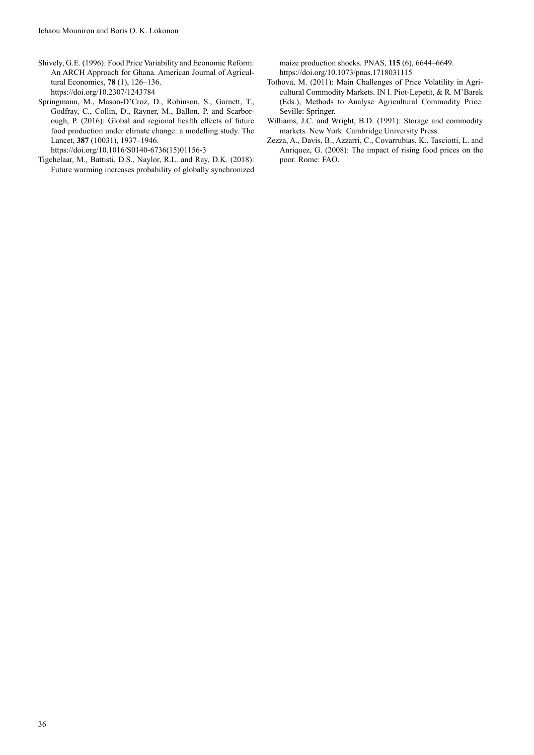Shively, G.E. (1996): Food Price Variability and Economic Reform: An ARCH Approach for Ghana. American Journal of Agricultural Economics, **78** (1), 126–136. https://doi.org/10.2307/1243784

Springmann, M., Mason-D'Croz, D., Robinson, S., Garnett, T., Godfray, C., Collin, D., Rayner, M., Ballon, P. and Scarborough, P. (2016): Global and regional health effects of future food production under climate change: a modelling study. The Lancet, **387** (10031), 1937–1946. https://doi.org/10.1016/S0140-6736(15)01156-3

Tigchelaar, M., Battisti, D.S., Naylor, R.L. and Ray, D.K. (2018): Future warming increases probability of globally synchronized maize production shocks. PNAS, **115** (6), 6644–6649. https://doi.org/10.1073/pnas.1718031115

Tothova, M. (2011): Main Challenges of Price Volatility in Agricultural Commodity Markets. IN I. Piot-Lepetit, & R. M'Barek (Eds.), Methods to Analyse Agricultural Commodity Price. Seville: Springer.

Williams, J.C. and Wright, B.D. (1991): Storage and commodity markets*.* New York: Cambridge University Press.

Zezza, A., Davis, B., Azzarri, C., Covarrubias, K., Tasciotti, L. and Anriquez, G. (2008): The impact of rising food prices on the poor*.* Rome: FAO.